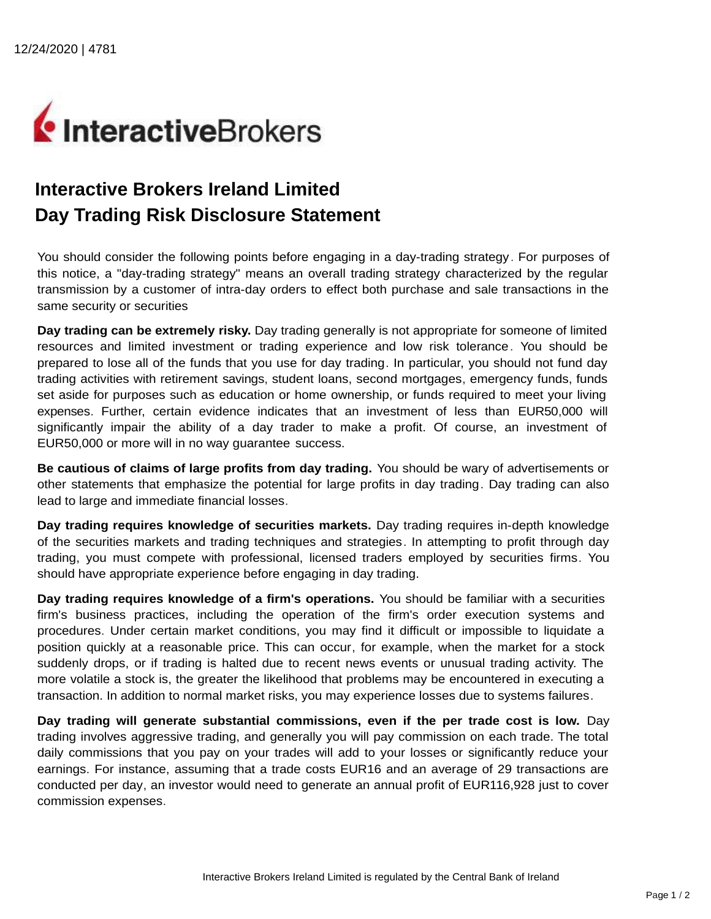# Interactive Brokers Ireland Limited
# Day Trading Risk Disclosure Statement

You should consider the following points before engaging in a day-trading strategy. For purposes of this notice, a "day-trading strategy" means an overall trading strategy characterized by the regular transmission by a customer of intra-day orders to effect both purchase and sale transactions in the same security or securities

**Day trading can be extremely risky.** Day trading generally is not appropriate for someone of limited resources and limited investment or trading experience and low risk tolerance. You should be prepared to lose all of the funds that you use for day trading. In particular, you should not fund day trading activities with retirement savings, student loans, second mortgages, emergency funds, funds set aside for purposes such as education or home ownership, or funds required to meet your living expenses. Further, certain evidence indicates that an investment of less than EUR50,000 will significantly impair the ability of a day trader to make a profit. Of course, an investment of EUR50,000 or more will in no way guarantee success.

**Be cautious of claims of large profits from day trading.** You should be wary of advertisements or other statements that emphasize the potential for large profits in day trading. Day trading can also lead to large and immediate financial losses.

**Day trading requires knowledge of securities markets.** Day trading requires in-depth knowledge of the securities markets and trading techniques and strategies. In attempting to profit through day trading, you must compete with professional, licensed traders employed by securities firms. You should have appropriate experience before engaging in day trading.

**Day trading requires knowledge of a firm's operations.** You should be familiar with a securities firm's business practices, including the operation of the firm's order execution systems and procedures. Under certain market conditions, you may find it difficult or impossible to liquidate a position quickly at a reasonable price. This can occur, for example, when the market for a stock suddenly drops, or if trading is halted due to recent news events or unusual trading activity. The more volatile a stock is, the greater the likelihood that problems may be encountered in executing a transaction. In addition to normal market risks, you may experience losses due to systems failures.

**Day trading will generate substantial commissions, even if the per trade cost is low.** Day trading involves aggressive trading, and generally you will pay commission on each trade. The total daily commissions that you pay on your trades will add to your losses or significantly reduce your earnings. For instance, assuming that a trade costs EUR16 and an average of 29 transactions are conducted per day, an investor would need to generate an annual profit of EUR116,928 just to cover commission expenses.

Interactive Brokers Ireland Limited is regulated by the Central Bank of Ireland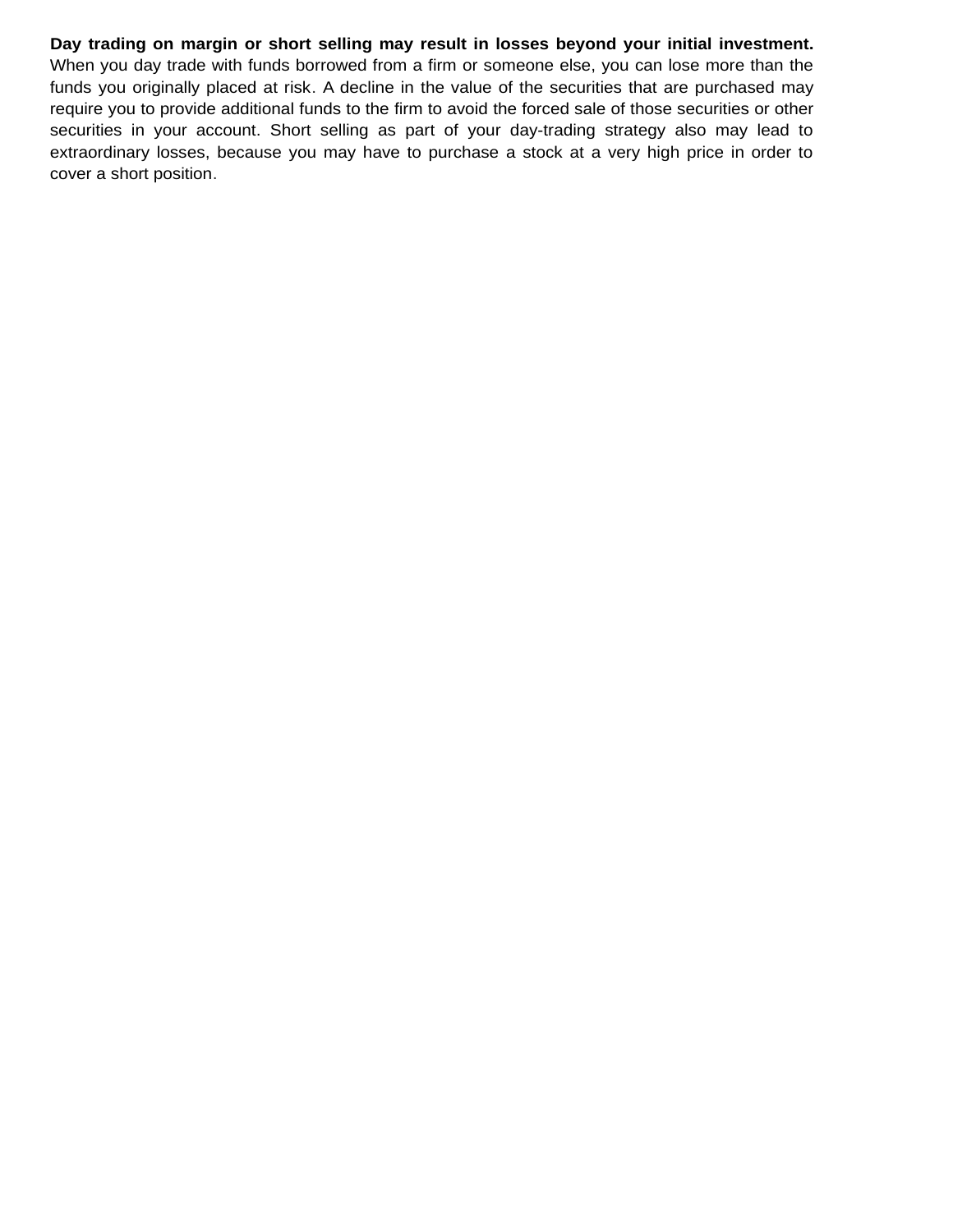**Day trading on margin or short selling may result in losses beyond your initial investment.** When you day trade with funds borrowed from a firm or someone else, you can lose more than the funds you originally placed at risk. A decline in the value of the securities that are purchased may require you to provide additional funds to the firm to avoid the forced sale of those securities or other securities in your account. Short selling as part of your day-trading strategy also may lead to extraordinary losses, because you may have to purchase a stock at a very high price in order to cover a short position.